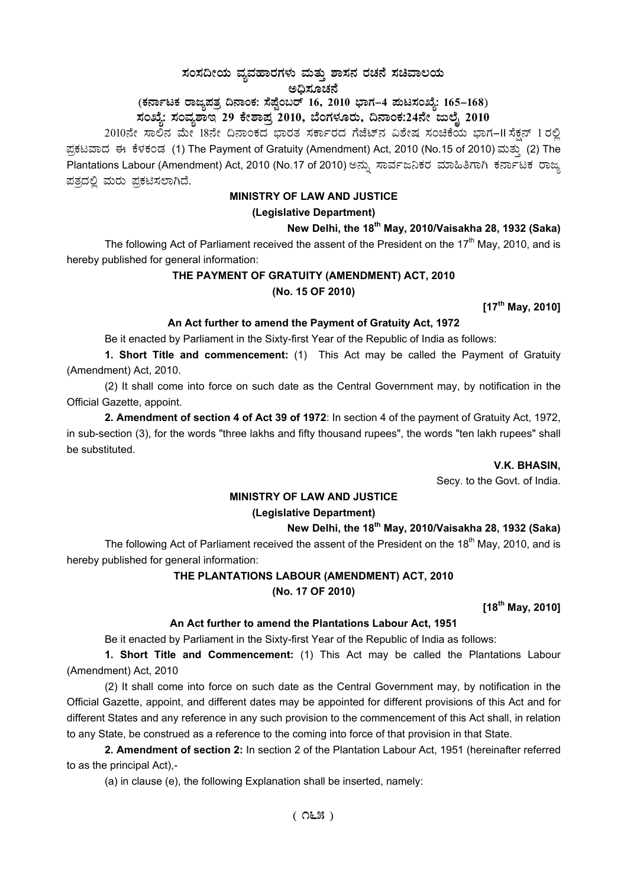# ಸಂಸದೀಯ ವ್ಯವಹಾರಗಳು ಮತ್ತು ಶಾಸನ ರಚನೆ ಸಚಿವಾಲಯ

## ಅಧಿಸೂಚನೆ

**(ಕರ್ನಾಟಕ ರಾಜ್ಯಪತ್ರ ದಿನಾಂಕ: ಸೆಪ್ಟೆಂಬರ್ 16, 2010 ಭಾಗ-4 ಪುಟಸಂಖ್ಯೆ: 165-168)**

**ಸಂಖ್ಯೆ: ಸಂವ್ಯಶಾಇ 29 ಕೇಶಾಪ್ರ 2010, ಬೆಂಗಳೂರು, ದಿನಾಂಕ:24ನೇ ಜುಲೈ 2010**

2010ನೇ ಸಾಲಿನ ಮೇ 18ನೇ ದಿನಾಂಕದ ಭಾರತ ಸರ್ಕಾರದ ಗೆಜೆಟ್‌ನ ವಿಶೇಷ ಸಂಚಿಕೆಯ ಭಾಗ-II ಸೆಕ್ಷನ್ 1 ರಲ್ಲಿ ಪ್ರಕಟವಾದ ಈ ಕೆಳಕಂಡ (1) The Payment of Gratuity (Amendment) Act, 2010 (No.15 of 2010) ಮತ್ತು (2) The Plantations Labour (Amendment) Act, 2010 (No.17 of 2010) ಅನ್ನು ಸಾರ್ವಜನಿಕರ ಮಾಹಿತಿಗಾಗಿ ಕರ್ನಾಟಕ ರಾಜ್ಯ ಪತ್ರದಲ್ಲಿ ಮರು ಪ್ರಕಟಿಸಲಾಗಿದೆ.

**MINISTRY OF LAW AND JUSTICE**

**(Legislative Department)**

**New Delhi, the 18th May, 2010/Vaisakha 28, 1932 (Saka)**

The following Act of Parliament received the assent of the President on the 17th May, 2010, and is hereby published for general information:

**THE PAYMENT OF GRATUITY (AMENDMENT) ACT, 2010**

**(No. 15 OF 2010)**

**[17th May, 2010]**

**An Act further to amend the Payment of Gratuity Act, 1972**

Be it enacted by Parliament in the Sixty-first Year of the Republic of India as follows:

**1. Short Title and commencement:** (1) This Act may be called the Payment of Gratuity (Amendment) Act, 2010.

(2) It shall come into force on such date as the Central Government may, by notification in the Official Gazette, appoint.

**2. Amendment of section 4 of Act 39 of 1972**: In section 4 of the payment of Gratuity Act, 1972, in sub-section (3), for the words "three lakhs and fifty thousand rupees", the words "ten lakh rupees" shall be substituted.

**V.K. BHASIN,**

Secy. to the Govt. of India.

**MINISTRY OF LAW AND JUSTICE**

**(Legislative Department)**

**New Delhi, the 18th May, 2010/Vaisakha 28, 1932 (Saka)**

The following Act of Parliament received the assent of the President on the 18th May, 2010, and is hereby published for general information:

**THE PLANTATIONS LABOUR (AMENDMENT) ACT, 2010**

**(No. 17 OF 2010)**

**[18th May, 2010]**

**An Act further to amend the Plantations Labour Act, 1951**

Be it enacted by Parliament in the Sixty-first Year of the Republic of India as follows:

**1. Short Title and Commencement:** (1) This Act may be called the Plantations Labour (Amendment) Act, 2010

(2) It shall come into force on such date as the Central Government may, by notification in the Official Gazette, appoint, and different dates may be appointed for different provisions of this Act and for different States and any reference in any such provision to the commencement of this Act shall, in relation to any State, be construed as a reference to the coming into force of that provision in that State.

**2. Amendment of section 2:** In section 2 of the Plantation Labour Act, 1951 (hereinafter referred to as the principal Act),-

(a) in clause (e), the following Explanation shall be inserted, namely: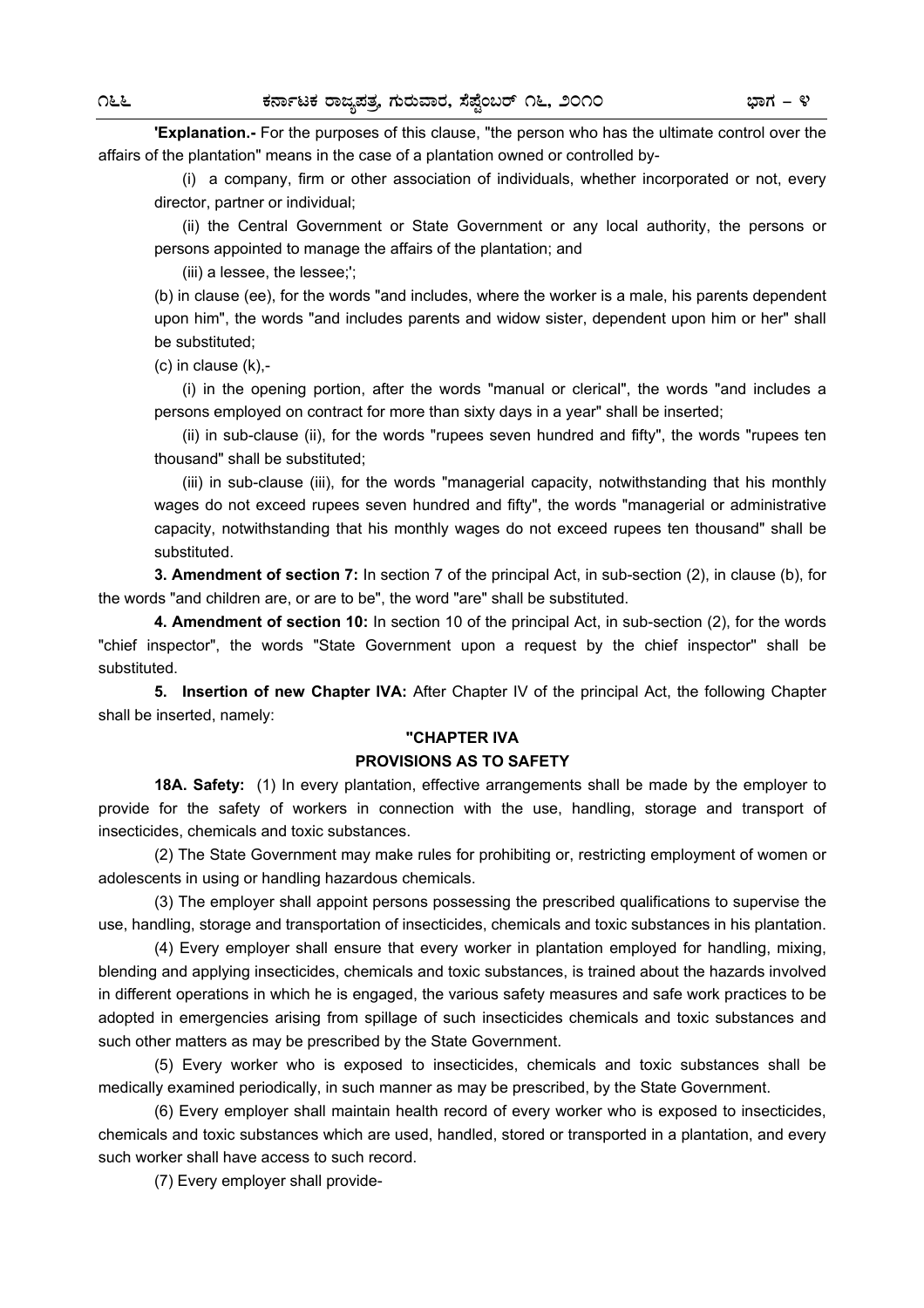**'Explanation.-** For the purposes of this clause, "the person who has the ultimate control over the affairs of the plantation" means in the case of a plantation owned or controlled by-

(i) a company, firm or other association of individuals, whether incorporated or not, every director, partner or individual;

(ii) the Central Government or State Government or any local authority, the persons or persons appointed to manage the affairs of the plantation; and

(iii) a lessee, the lessee;';

(b) in clause (ee), for the words "and includes, where the worker is a male, his parents dependent upon him", the words "and includes parents and widow sister, dependent upon him or her" shall be substituted;

(c) in clause (k),-

(i) in the opening portion, after the words "manual or clerical", the words "and includes a persons employed on contract for more than sixty days in a year" shall be inserted;

(ii) in sub-clause (ii), for the words "rupees seven hundred and fifty", the words "rupees ten thousand" shall be substituted;

(iii) in sub-clause (iii), for the words "managerial capacity, notwithstanding that his monthly wages do not exceed rupees seven hundred and fifty", the words "managerial or administrative capacity, notwithstanding that his monthly wages do not exceed rupees ten thousand" shall be substituted.

**3. Amendment of section 7:** In section 7 of the principal Act, in sub-section (2), in clause (b), for the words "and children are, or are to be", the word "are" shall be substituted.

**4. Amendment of section 10:** In section 10 of the principal Act, in sub-section (2), for the words "chief inspector", the words "State Government upon a request by the chief inspector" shall be substituted.

**5. Insertion of new Chapter IVA:** After Chapter IV of the principal Act, the following Chapter shall be inserted, namely:

## "CHAPTER IVA
## PROVISIONS AS TO SAFETY

**18A. Safety:** (1) In every plantation, effective arrangements shall be made by the employer to provide for the safety of workers in connection with the use, handling, storage and transport of insecticides, chemicals and toxic substances.

(2) The State Government may make rules for prohibiting or, restricting employment of women or adolescents in using or handling hazardous chemicals.

(3) The employer shall appoint persons possessing the prescribed qualifications to supervise the use, handling, storage and transportation of insecticides, chemicals and toxic substances in his plantation.

(4) Every employer shall ensure that every worker in plantation employed for handling, mixing, blending and applying insecticides, chemicals and toxic substances, is trained about the hazards involved in different operations in which he is engaged, the various safety measures and safe work practices to be adopted in emergencies arising from spillage of such insecticides chemicals and toxic substances and such other matters as may be prescribed by the State Government.

(5) Every worker who is exposed to insecticides, chemicals and toxic substances shall be medically examined periodically, in such manner as may be prescribed, by the State Government.

(6) Every employer shall maintain health record of every worker who is exposed to insecticides, chemicals and toxic substances which are used, handled, stored or transported in a plantation, and every such worker shall have access to such record.

(7) Every employer shall provide-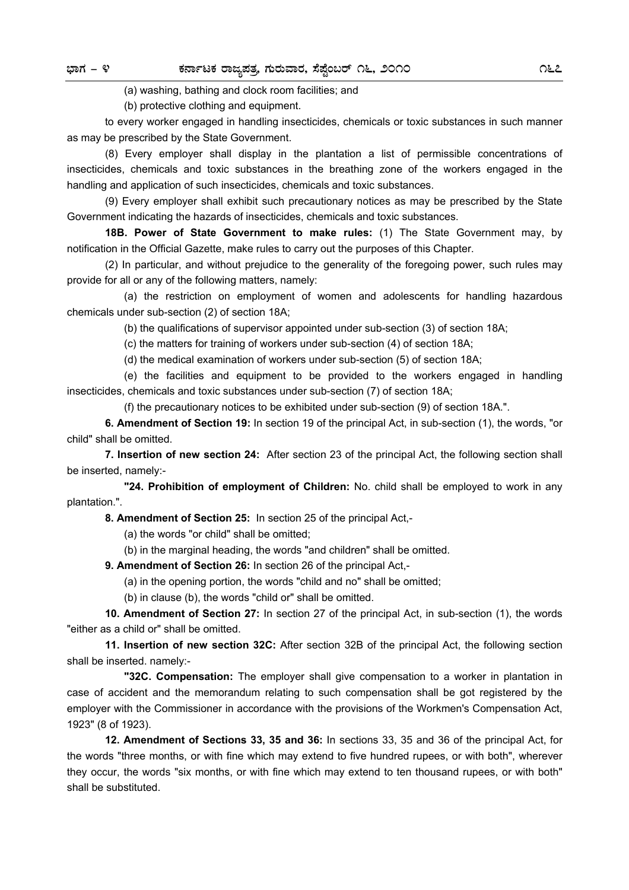(a) washing, bathing and clock room facilities; and

(b) protective clothing and equipment.

to every worker engaged in handling insecticides, chemicals or toxic substances in such manner as may be prescribed by the State Government.

(8) Every employer shall display in the plantation a list of permissible concentrations of insecticides, chemicals and toxic substances in the breathing zone of the workers engaged in the handling and application of such insecticides, chemicals and toxic substances.

(9) Every employer shall exhibit such precautionary notices as may be prescribed by the State Government indicating the hazards of insecticides, chemicals and toxic substances.

**18B. Power of State Government to make rules:** (1) The State Government may, by notification in the Official Gazette, make rules to carry out the purposes of this Chapter.

(2) In particular, and without prejudice to the generality of the foregoing power, such rules may provide for all or any of the following matters, namely:

(a) the restriction on employment of women and adolescents for handling hazardous chemicals under sub-section (2) of section 18A;

(b) the qualifications of supervisor appointed under sub-section (3) of section 18A;

(c) the matters for training of workers under sub-section (4) of section 18A;

(d) the medical examination of workers under sub-section (5) of section 18A;

(e) the facilities and equipment to be provided to the workers engaged in handling insecticides, chemicals and toxic substances under sub-section (7) of section 18A;

(f) the precautionary notices to be exhibited under sub-section (9) of section 18A.".

**6. Amendment of Section 19:** In section 19 of the principal Act, in sub-section (1), the words, "or child" shall be omitted.

**7. Insertion of new section 24:** After section 23 of the principal Act, the following section shall be inserted, namely:-

**"24. Prohibition of employment of Children:** No. child shall be employed to work in any plantation.".

**8. Amendment of Section 25:** In section 25 of the principal Act,-

(a) the words "or child" shall be omitted;

(b) in the marginal heading, the words "and children" shall be omitted.

**9. Amendment of Section 26:** In section 26 of the principal Act,-

(a) in the opening portion, the words "child and no" shall be omitted;

(b) in clause (b), the words "child or" shall be omitted.

**10. Amendment of Section 27:** In section 27 of the principal Act, in sub-section (1), the words "either as a child or" shall be omitted.

**11. Insertion of new section 32C:** After section 32B of the principal Act, the following section shall be inserted. namely:-

**"32C. Compensation:** The employer shall give compensation to a worker in plantation in case of accident and the memorandum relating to such compensation shall be got registered by the employer with the Commissioner in accordance with the provisions of the Workmen's Compensation Act, 1923" (8 of 1923).

**12. Amendment of Sections 33, 35 and 36:** In sections 33, 35 and 36 of the principal Act, for the words "three months, or with fine which may extend to five hundred rupees, or with both", wherever they occur, the words "six months, or with fine which may extend to ten thousand rupees, or with both" shall be substituted.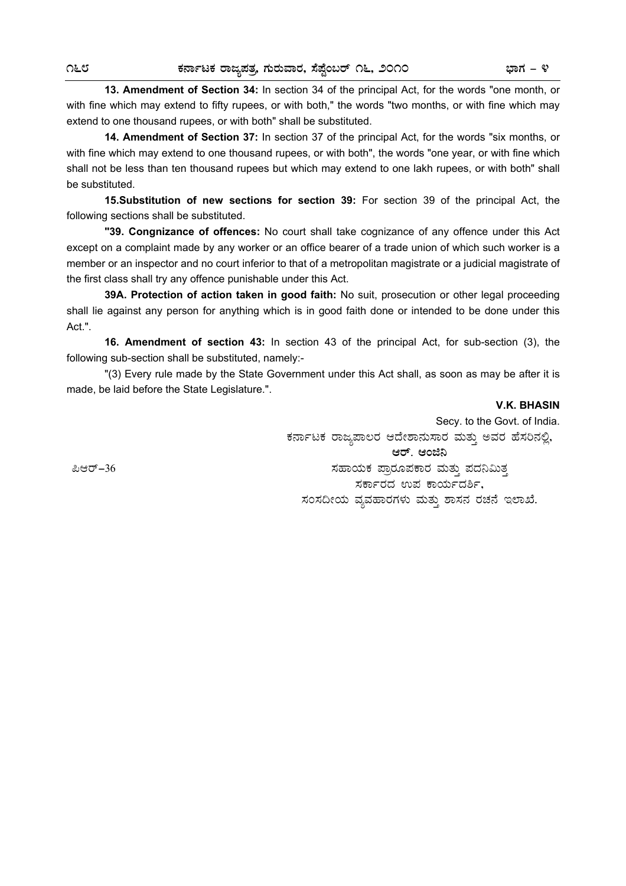**13. Amendment of Section 34:** In section 34 of the principal Act, for the words "one month, or with fine which may extend to fifty rupees, or with both," the words "two months, or with fine which may extend to one thousand rupees, or with both" shall be substituted.

**14. Amendment of Section 37:** In section 37 of the principal Act, for the words "six months, or with fine which may extend to one thousand rupees, or with both", the words "one year, or with fine which shall not be less than ten thousand rupees but which may extend to one lakh rupees, or with both" shall be substituted.

**15.Substitution of new sections for section 39:** For section 39 of the principal Act, the following sections shall be substituted.

**"39. Congnizance of offences:** No court shall take cognizance of any offence under this Act except on a complaint made by any worker or an office bearer of a trade union of which such worker is a member or an inspector and no court inferior to that of a metropolitan magistrate or a judicial magistrate of the first class shall try any offence punishable under this Act.

**39A. Protection of action taken in good faith:** No suit, prosecution or other legal proceeding shall lie against any person for anything which is in good faith done or intended to be done under this Act.".

**16. Amendment of section 43:** In section 43 of the principal Act, for sub-section (3), the following sub-section shall be substituted, namely:-

"(3) Every rule made by the State Government under this Act shall, as soon as may be after it is made, be laid before the State Legislature.".

**V.K. BHASIN**

Secy. to the Govt. of India.

ಕರ್ನಾಟಕ ರಾಜ್ಯಪಾಲರ ಆದೇಶಾನುಸಾರ ಮತ್ತು ಅವರ ಹೆಸರಿನಲ್ಲಿ,

**ಆರ್. ಆಂಜಿನಿ**

ಸಹಾಯಕ ಪ್ರಾರೂಪಕಾರ ಮತ್ತು ಪದನಿಮಿತ್ತ

ಸರ್ಕಾರದ ಉಪ ಕಾರ್ಯದರ್ಶಿ,

ಸಂಸದೀಯ ವ್ಯವಹಾರಗಳು ಮತ್ತು ಶಾಸನ ರಚನೆ ಇಲಾಖೆ.

ಪಿಆರ್–36